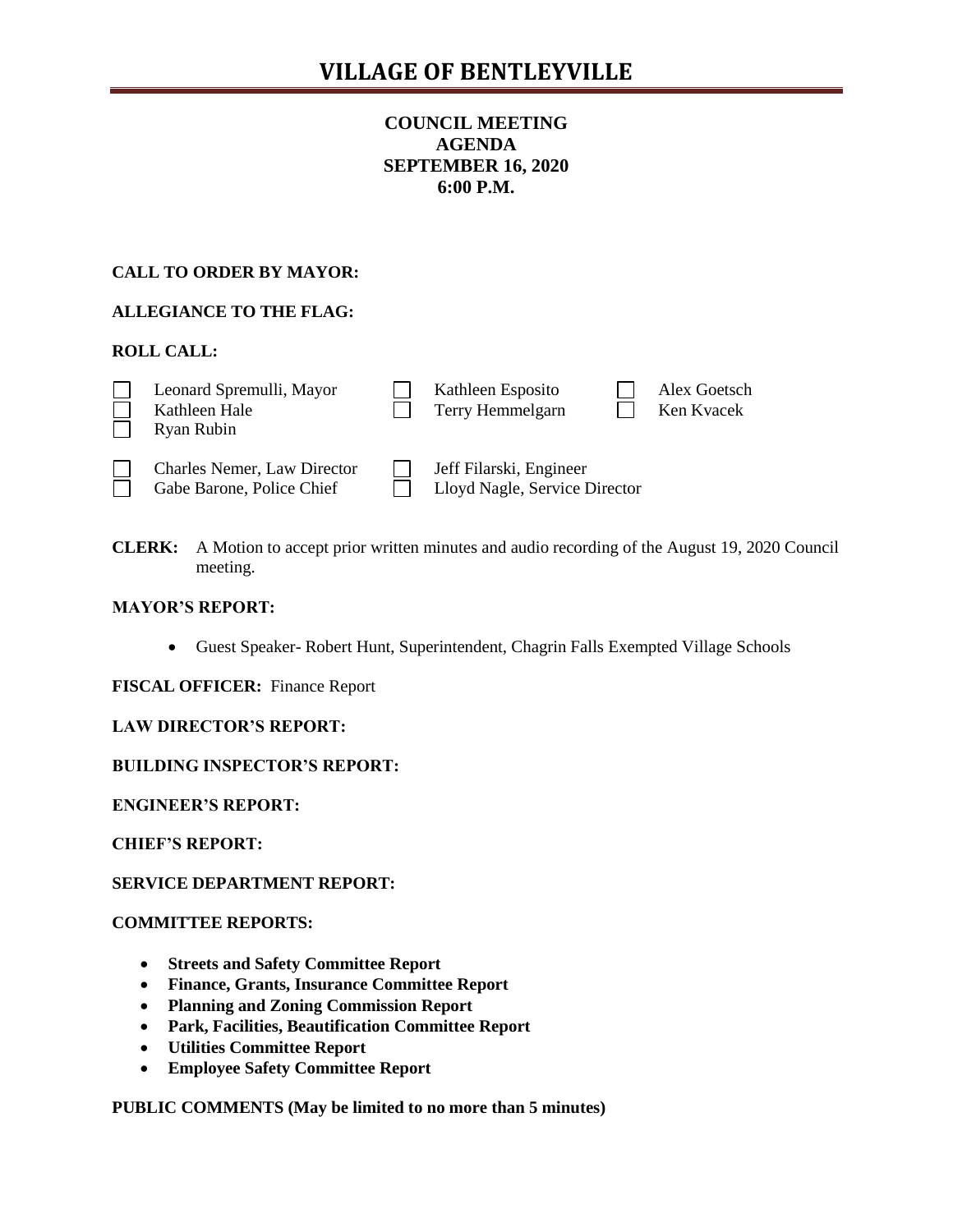# VILLAGE OF BENTLEYVILLE

**COUNCIL MEETING**
**AGENDA**
**SEPTEMBER 16, 2020**
**6:00 P.M.**

**CALL TO ORDER BY MAYOR:**

**ALLEGIANCE TO THE FLAG:**

**ROLL CALL:**

| | | |
|---|---|---|
| ☐ Leonard Spremulli, Mayor | ☐ Kathleen Esposito | ☐ Alex Goetsch |
| ☐ Kathleen Hale | ☐ Terry Hemmelgarn | ☐ Ken Kvacek |
| ☐ Ryan Rubin | | |
| ☐ Charles Nemer, Law Director | ☐ Jeff Filarski, Engineer | |
| ☐ Gabe Barone, Police Chief | ☐ Lloyd Nagle, Service Director | |

**CLERK:** A Motion to accept prior written minutes and audio recording of the August 19, 2020 Council meeting.

**MAYOR'S REPORT:**

- Guest Speaker- Robert Hunt, Superintendent, Chagrin Falls Exempted Village Schools

**FISCAL OFFICER:** Finance Report

**LAW DIRECTOR'S REPORT:**

**BUILDING INSPECTOR'S REPORT:**

**ENGINEER'S REPORT:**

**CHIEF'S REPORT:**

**SERVICE DEPARTMENT REPORT:**

**COMMITTEE REPORTS:**

- **Streets and Safety Committee Report**
- **Finance, Grants, Insurance Committee Report**
- **Planning and Zoning Commission Report**
- **Park, Facilities, Beautification Committee Report**
- **Utilities Committee Report**
- **Employee Safety Committee Report**

**PUBLIC COMMENTS (May be limited to no more than 5 minutes)**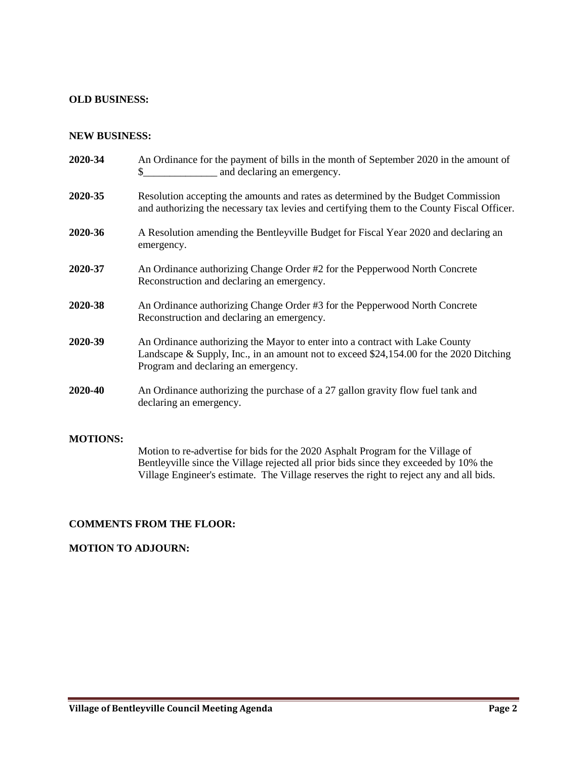**OLD BUSINESS:**

**NEW BUSINESS:**

**2020-34** An Ordinance for the payment of bills in the month of September 2020 in the amount of $______________ and declaring an emergency.

**2020-35** Resolution accepting the amounts and rates as determined by the Budget Commission and authorizing the necessary tax levies and certifying them to the County Fiscal Officer.

**2020-36** A Resolution amending the Bentleyville Budget for Fiscal Year 2020 and declaring an emergency.

**2020-37** An Ordinance authorizing Change Order #2 for the Pepperwood North Concrete Reconstruction and declaring an emergency.

**2020-38** An Ordinance authorizing Change Order #3 for the Pepperwood North Concrete Reconstruction and declaring an emergency.

**2020-39** An Ordinance authorizing the Mayor to enter into a contract with Lake County Landscape & Supply, Inc., in an amount not to exceed $24,154.00 for the 2020 Ditching Program and declaring an emergency.

**2020-40** An Ordinance authorizing the purchase of a 27 gallon gravity flow fuel tank and declaring an emergency.

**MOTIONS:**

Motion to re-advertise for bids for the 2020 Asphalt Program for the Village of Bentleyville since the Village rejected all prior bids since they exceeded by 10% the Village Engineer's estimate. The Village reserves the right to reject any and all bids.

**COMMENTS FROM THE FLOOR:**

**MOTION TO ADJOURN:**